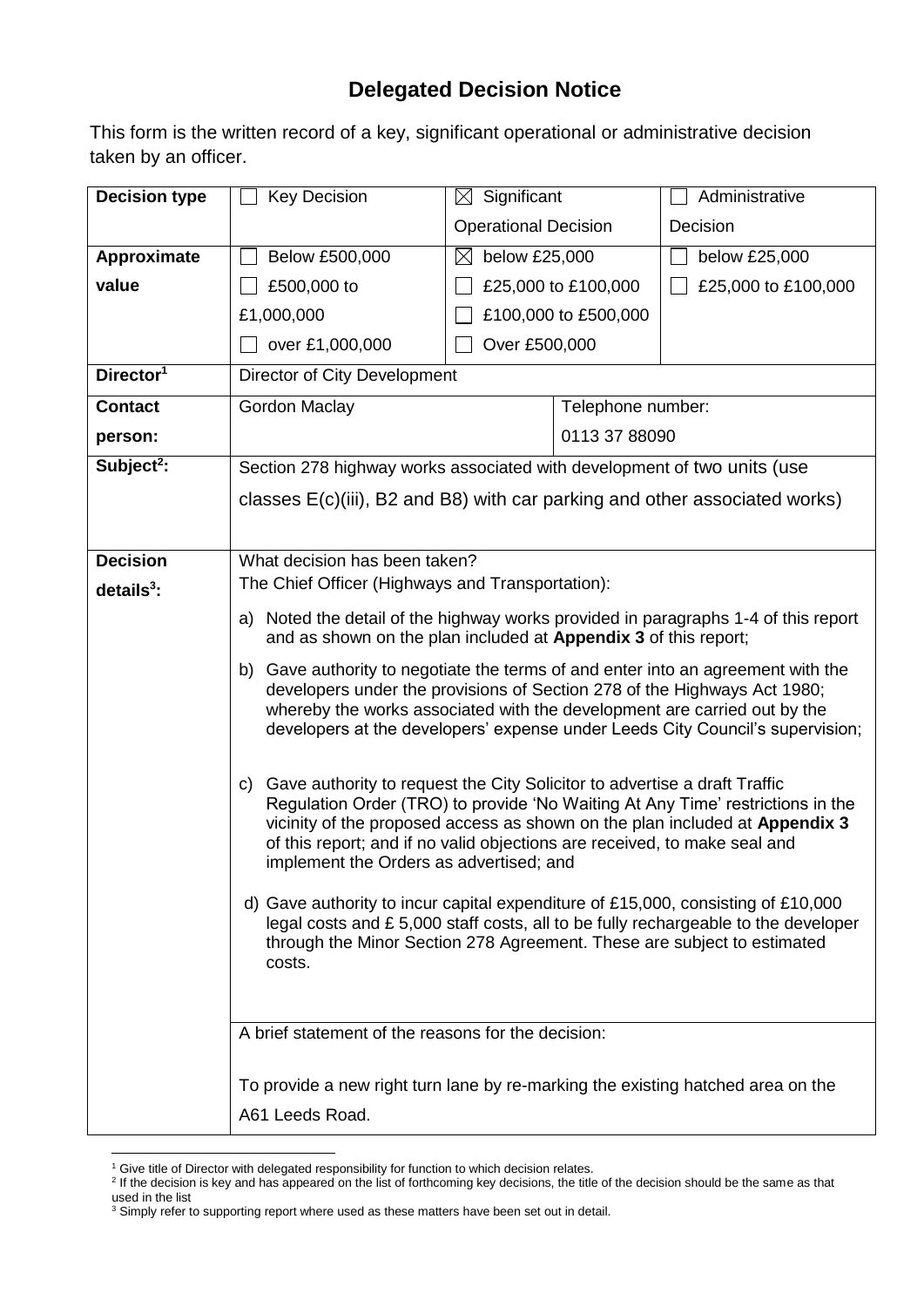# Delegated Decision Notice

This form is the written record of a key, significant operational or administrative decision taken by an officer.

| Decision type | ☐ Key Decision | ☒ Significant Operational Decision | | ☐ Administrative Decision |
|---|---|---|---|---|
| **Approximate value** | ☐ Below £500,000<br>☐ £500,000 to £1,000,000<br>☐ over £1,000,000 | ☒ below £25,000<br>☐ £25,000 to £100,000<br>☐ £100,000 to £500,000<br>☐ Over £500,000 | | ☐ below £25,000<br>☐ £25,000 to £100,000 |
| **Director[1]** | Director of City Development | | | |
| **Contact person:** | Gordon Maclay | | Telephone number:<br>0113 37 88090 | |
| **Subject[2]:** | Section 278 highway works associated with development of two units (use classes E(c)(iii), B2 and B8) with car parking and other associated works) | | | |
| **Decision details[3]:** | What decision has been taken?<br>The Chief Officer (Highways and Transportation):<br>a) Noted the detail of the highway works provided in paragraphs 1-4 of this report and as shown on the plan included at **Appendix 3** of this report;<br>b) Gave authority to negotiate the terms of and enter into an agreement with the developers under the provisions of Section 278 of the Highways Act 1980; whereby the works associated with the development are carried out by the developers at the developers' expense under Leeds City Council's supervision;<br>c) Gave authority to request the City Solicitor to advertise a draft Traffic Regulation Order (TRO) to provide 'No Waiting At Any Time' restrictions in the vicinity of the proposed access as shown on the plan included at **Appendix 3** of this report; and if no valid objections are received, to make seal and implement the Orders as advertised; and<br>d) Gave authority to incur capital expenditure of £15,000, consisting of £10,000 legal costs and £ 5,000 staff costs, all to be fully rechargeable to the developer through the Minor Section 278 Agreement. These are subject to estimated costs. | | | |
| | A brief statement of the reasons for the decision:<br>To provide a new right turn lane by re-marking the existing hatched area on the A61 Leeds Road. | | | |

[1] Give title of Director with delegated responsibility for function to which decision relates.

[2] If the decision is key and has appeared on the list of forthcoming key decisions, the title of the decision should be the same as that used in the list

[3] Simply refer to supporting report where used as these matters have been set out in detail.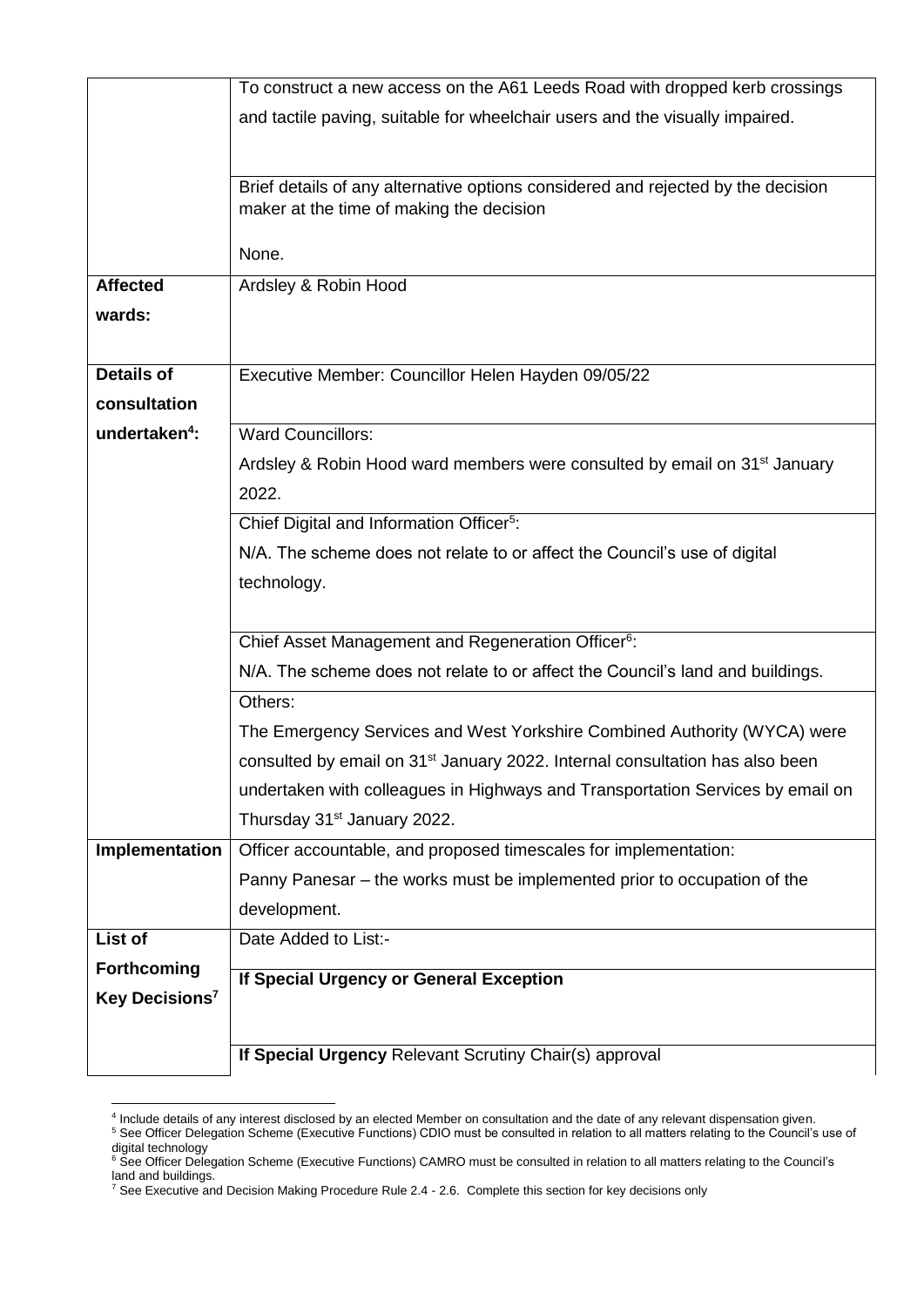| | |
|---|---|
| | To construct a new access on the A61 Leeds Road with dropped kerb crossings and tactile paving, suitable for wheelchair users and the visually impaired. |
| | Brief details of any alternative options considered and rejected by the decision maker at the time of making the decision<br><br>None. |
| **Affected wards:** | Ardsley & Robin Hood |
| **Details of consultation undertaken[4]:** | Executive Member: Councillor Helen Hayden 09/05/22 |
| | Ward Councillors:<br>Ardsley & Robin Hood ward members were consulted by email on 31st January 2022. |
| | Chief Digital and Information Officer[5]:<br>N/A. The scheme does not relate to or affect the Council's use of digital technology. |
| | Chief Asset Management and Regeneration Officer[6]:<br>N/A. The scheme does not relate to or affect the Council's land and buildings. |
| | Others:<br>The Emergency Services and West Yorkshire Combined Authority (WYCA) were consulted by email on 31st January 2022. Internal consultation has also been undertaken with colleagues in Highways and Transportation Services by email on Thursday 31st January 2022. |
| **Implementation** | Officer accountable, and proposed timescales for implementation:<br>Panny Panesar – the works must be implemented prior to occupation of the development. |
| **List of Forthcoming Key Decisions[7]** | Date Added to List:- |
| | **If Special Urgency or General Exception** |
| | **If Special Urgency** Relevant Scrutiny Chair(s) approval |

[4] Include details of any interest disclosed by an elected Member on consultation and the date of any relevant dispensation given.
[5] See Officer Delegation Scheme (Executive Functions) CDIO must be consulted in relation to all matters relating to the Council's use of digital technology
[6] See Officer Delegation Scheme (Executive Functions) CAMRO must be consulted in relation to all matters relating to the Council's land and buildings.
[7] See Executive and Decision Making Procedure Rule 2.4 - 2.6. Complete this section for key decisions only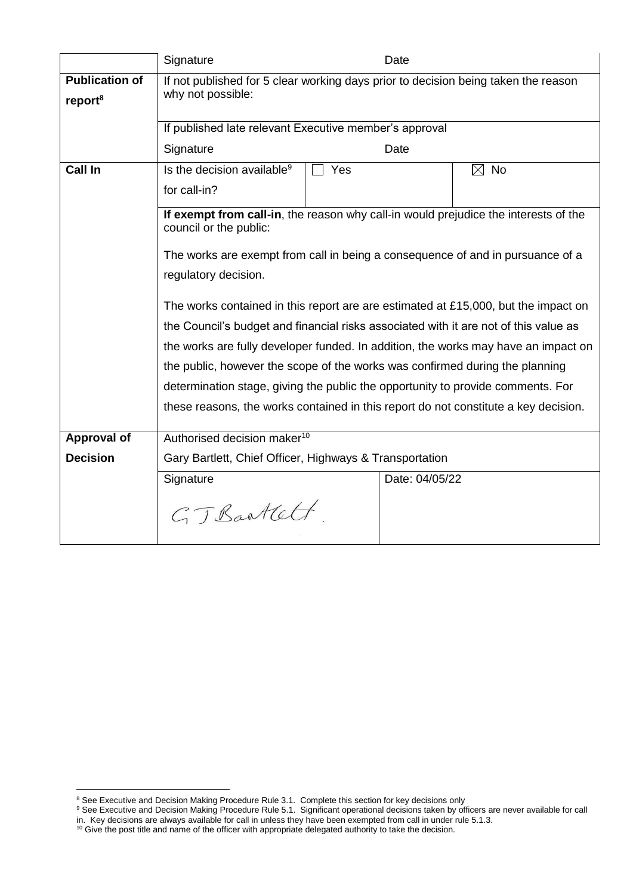| | | | |
|---|---|---|---|
| | Signature | Date | |
| **Publication of report**[8] | If not published for 5 clear working days prior to decision being taken the reason why not possible: | | |
| | If published late relevant Executive member's approval | | |
| | Signature | Date | |
| **Call In** | Is the decision available[9] for call-in? | ☐ Yes | ☒ No |
| | **If exempt from call-in**, the reason why call-in would prejudice the interests of the council or the public:<br><br>The works are exempt from call in being a consequence of and in pursuance of a regulatory decision.<br><br>The works contained in this report are are estimated at £15,000, but the impact on the Council's budget and financial risks associated with it are not of this value as the works are fully developer funded. In addition, the works may have an impact on the public, however the scope of the works was confirmed during the planning determination stage, giving the public the opportunity to provide comments. For these reasons, the works contained in this report do not constitute a key decision. | | |
| **Approval of Decision** | Authorised decision maker[10]<br>Gary Bartlett, Chief Officer, Highways & Transportation | | |
| | Signature<br>G J Bartlett. | Date: 04/05/22 | |

[8] See Executive and Decision Making Procedure Rule 3.1. Complete this section for key decisions only

[9] See Executive and Decision Making Procedure Rule 5.1. Significant operational decisions taken by officers are never available for call in. Key decisions are always available for call in unless they have been exempted from call in under rule 5.1.3.

[10] Give the post title and name of the officer with appropriate delegated authority to take the decision.